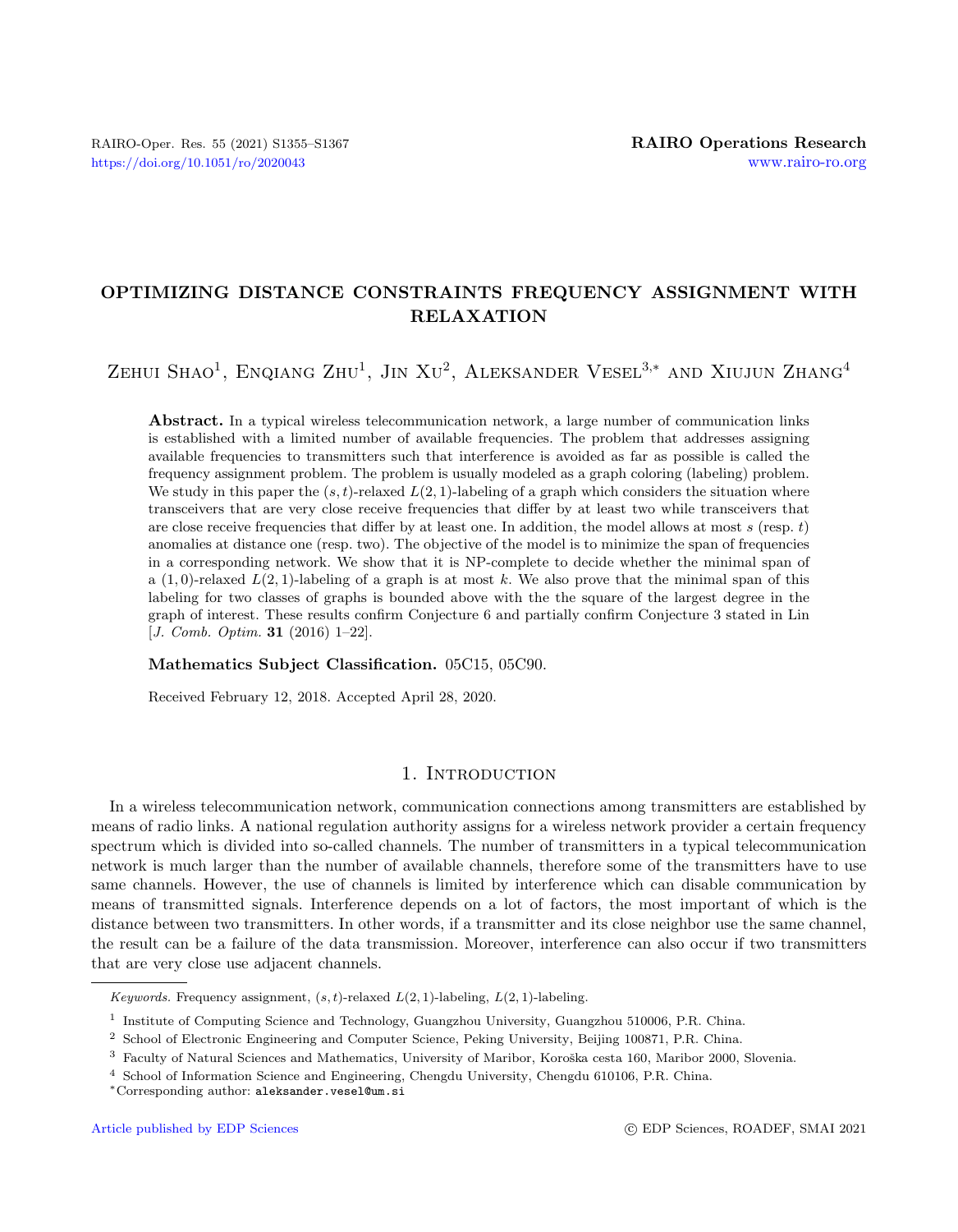# OPTIMIZING DISTANCE CONSTRAINTS FREQUENCY ASSIGNMENT WITH RELAXATION

Zehui Shao[1], Enqiang Zhu[1], Jin Xu[2], Aleksander Vesel[3,*] and Xiujun Zhang[4]

**Abstract.** In a typical wireless telecommunication network, a large number of communication links is established with a limited number of available frequencies. The problem that addresses assigning available frequencies to transmitters such that interference is avoided as far as possible is called the frequency assignment problem. The problem is usually modeled as a graph coloring (labeling) problem. We study in this paper the $(s,t)$-relaxed $L(2,1)$-labeling of a graph which considers the situation where transceivers that are very close receive frequencies that differ by at least two while transceivers that are close receive frequencies that differ by at least one. In addition, the model allows at most $s$ (resp. $t$) anomalies at distance one (resp. two). The objective of the model is to minimize the span of frequencies in a corresponding network. We show that it is NP-complete to decide whether the minimal span of a $(1,0)$-relaxed $L(2,1)$-labeling of a graph is at most $k$. We also prove that the minimal span of this labeling for two classes of graphs is bounded above with the the square of the largest degree in the graph of interest. These results confirm Conjecture 6 and partially confirm Conjecture 3 stated in Lin [*J. Comb. Optim.* **31** (2016) 1–22].

**Mathematics Subject Classification.** 05C15, 05C90.

Received February 12, 2018. Accepted April 28, 2020.

## 1. Introduction

In a wireless telecommunication network, communication connections among transmitters are established by means of radio links. A national regulation authority assigns for a wireless network provider a certain frequency spectrum which is divided into so-called channels. The number of transmitters in a typical telecommunication network is much larger than the number of available channels, therefore some of the transmitters have to use same channels. However, the use of channels is limited by interference which can disable communication by means of transmitted signals. Interference depends on a lot of factors, the most important of which is the distance between two transmitters. In other words, if a transmitter and its close neighbor use the same channel, the result can be a failure of the data transmission. Moreover, interference can also occur if two transmitters that are very close use adjacent channels.

---

*Keywords.* Frequency assignment, $(s,t)$-relaxed $L(2,1)$-labeling, $L(2,1)$-labeling.

[1] Institute of Computing Science and Technology, Guangzhou University, Guangzhou 510006, P.R. China.

[2] School of Electronic Engineering and Computer Science, Peking University, Beijing 100871, P.R. China.

[3] Faculty of Natural Sciences and Mathematics, University of Maribor, Koroška cesta 160, Maribor 2000, Slovenia.

[4] School of Information Science and Engineering, Chengdu University, Chengdu 610106, P.R. China.

[*] Corresponding author: aleksander.vesel@um.si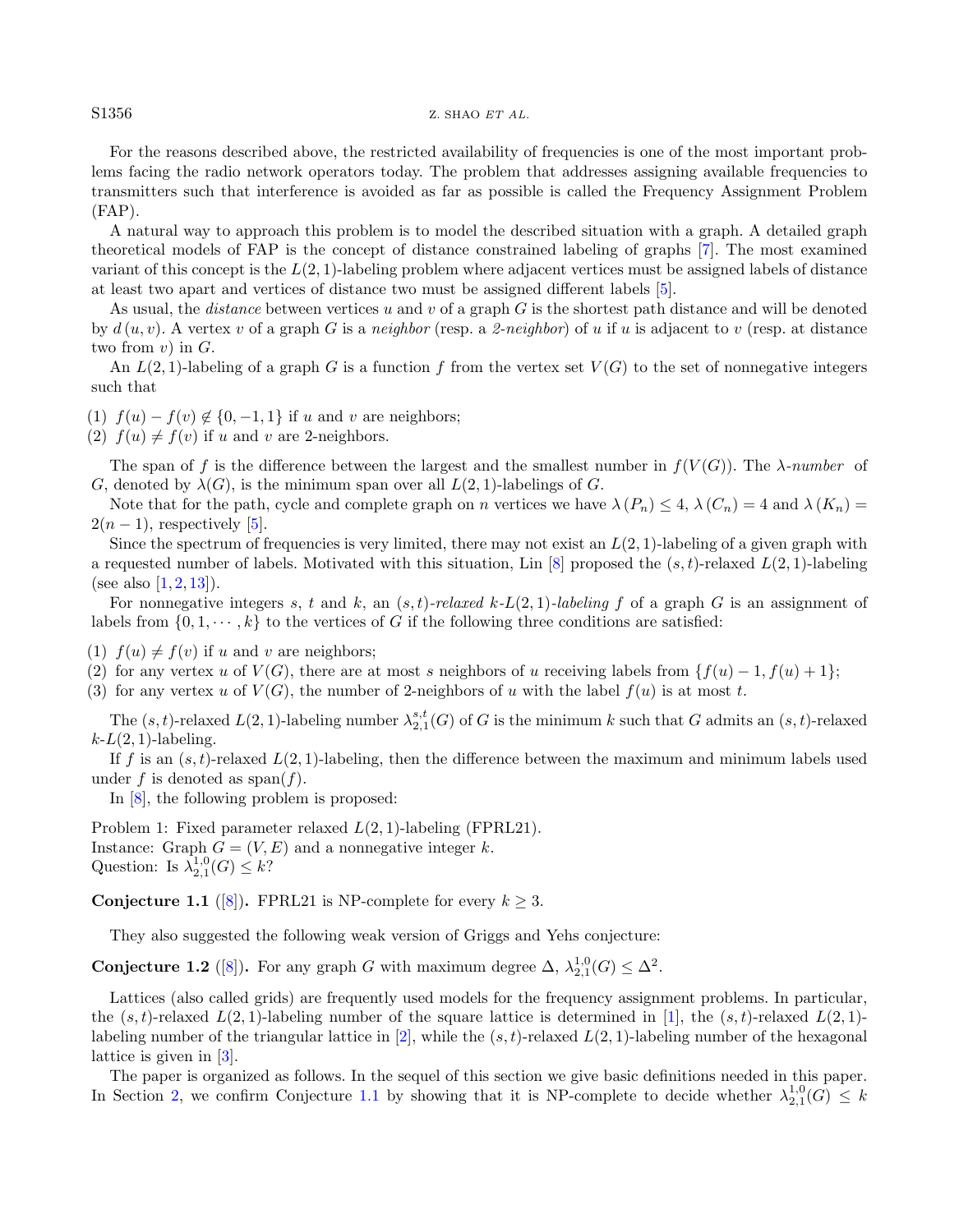For the reasons described above, the restricted availability of frequencies is one of the most important problems facing the radio network operators today. The problem that addresses assigning available frequencies to transmitters such that interference is avoided as far as possible is called the Frequency Assignment Problem (FAP).

A natural way to approach this problem is to model the described situation with a graph. A detailed graph theoretical models of FAP is the concept of distance constrained labeling of graphs [7]. The most examined variant of this concept is the $L(2,1)$-labeling problem where adjacent vertices must be assigned labels of distance at least two apart and vertices of distance two must be assigned different labels [5].

As usual, the *distance* between vertices $u$ and $v$ of a graph $G$ is the shortest path distance and will be denoted by $d(u,v)$. A vertex $v$ of a graph $G$ is a *neighbor* (resp. a *2-neighbor*) of $u$ if $u$ is adjacent to $v$ (resp. at distance two from $v$) in $G$.

An $L(2,1)$-labeling of a graph $G$ is a function $f$ from the vertex set $V(G)$ to the set of nonnegative integers such that

(1) $f(u) - f(v) \notin \{0, -1, 1\}$ if $u$ and $v$ are neighbors;
(2) $f(u) \neq f(v)$ if $u$ and $v$ are 2-neighbors.

The span of $f$ is the difference between the largest and the smallest number in $f(V(G))$. The *$\lambda$-number* of $G$, denoted by $\lambda(G)$, is the minimum span over all $L(2,1)$-labelings of $G$.

Note that for the path, cycle and complete graph on $n$ vertices we have $\lambda(P_n) \leq 4$, $\lambda(C_n) = 4$ and $\lambda(K_n) = 2(n-1)$, respectively [5].

Since the spectrum of frequencies is very limited, there may not exist an $L(2,1)$-labeling of a given graph with a requested number of labels. Motivated with this situation, Lin [8] proposed the $(s,t)$-relaxed $L(2,1)$-labeling (see also [1,2,13]).

For nonnegative integers $s$, $t$ and $k$, an *$(s,t)$-relaxed $k$-$L(2,1)$-labeling* $f$ of a graph $G$ is an assignment of labels from $\{0, 1, \cdots, k\}$ to the vertices of $G$ if the following three conditions are satisfied:

(1) $f(u) \neq f(v)$ if $u$ and $v$ are neighbors;
(2) for any vertex $u$ of $V(G)$, there are at most $s$ neighbors of $u$ receiving labels from $\{f(u) - 1, f(u) + 1\}$;
(3) for any vertex $u$ of $V(G)$, the number of 2-neighbors of $u$ with the label $f(u)$ is at most $t$.

The $(s,t)$-relaxed $L(2,1)$-labeling number $\lambda_{2,1}^{s,t}(G)$ of $G$ is the minimum $k$ such that $G$ admits an $(s,t)$-relaxed $k$-$L(2,1)$-labeling.

If $f$ is an $(s,t)$-relaxed $L(2,1)$-labeling, then the difference between the maximum and minimum labels used under $f$ is denoted as span$(f)$.

In [8], the following problem is proposed:

Problem 1: Fixed parameter relaxed $L(2,1)$-labeling (FPRL21).
Instance: Graph $G = (V, E)$ and a nonnegative integer $k$.
Question: Is $\lambda_{2,1}^{1,0}(G) \leq k$?

**Conjecture 1.1** ([8])**.** FPRL21 is NP-complete for every $k \geq 3$.

They also suggested the following weak version of Griggs and Yehs conjecture:

**Conjecture 1.2** ([8])**.** For any graph $G$ with maximum degree $\Delta$, $\lambda_{2,1}^{1,0}(G) \leq \Delta^2$.

Lattices (also called grids) are frequently used models for the frequency assignment problems. In particular, the $(s,t)$-relaxed $L(2,1)$-labeling number of the square lattice is determined in [1], the $(s,t)$-relaxed $L(2,1)$-labeling number of the triangular lattice in [2], while the $(s,t)$-relaxed $L(2,1)$-labeling number of the hexagonal lattice is given in [3].

The paper is organized as follows. In the sequel of this section we give basic definitions needed in this paper. In Section 2, we confirm Conjecture 1.1 by showing that it is NP-complete to decide whether $\lambda_{2,1}^{1,0}(G) \leq k$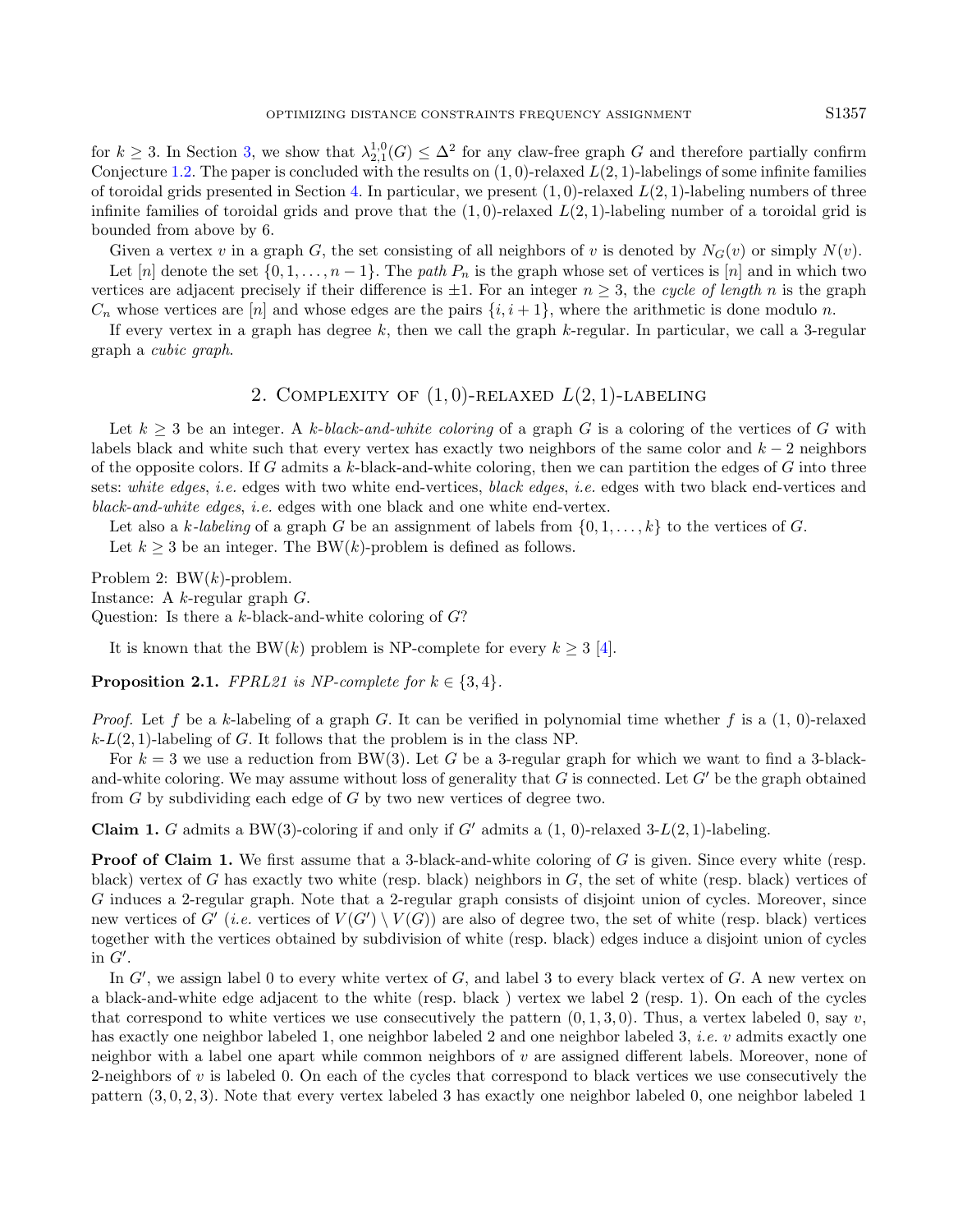for $k \geq 3$. In Section 3, we show that $\lambda_{2,1}^{1,0}(G) \leq \Delta^2$ for any claw-free graph $G$ and therefore partially confirm Conjecture 1.2. The paper is concluded with the results on $(1,0)$-relaxed $L(2,1)$-labelings of some infinite families of toroidal grids presented in Section 4. In particular, we present $(1,0)$-relaxed $L(2,1)$-labeling numbers of three infinite families of toroidal grids and prove that the $(1,0)$-relaxed $L(2,1)$-labeling number of a toroidal grid is bounded from above by 6.

Given a vertex $v$ in a graph $G$, the set consisting of all neighbors of $v$ is denoted by $N_G(v)$ or simply $N(v)$.

Let $[n]$ denote the set $\{0, 1, \ldots, n-1\}$. The *path* $P_n$ is the graph whose set of vertices is $[n]$ and in which two vertices are adjacent precisely if their difference is $\pm 1$. For an integer $n \geq 3$, the *cycle of length* $n$ is the graph $C_n$ whose vertices are $[n]$ and whose edges are the pairs $\{i, i+1\}$, where the arithmetic is done modulo $n$.

If every vertex in a graph has degree $k$, then we call the graph $k$-regular. In particular, we call a 3-regular graph a *cubic graph*.

## 2. Complexity of $(1,0)$-relaxed $L(2,1)$-labeling

Let $k \geq 3$ be an integer. A *$k$-black-and-white coloring* of a graph $G$ is a coloring of the vertices of $G$ with labels black and white such that every vertex has exactly two neighbors of the same color and $k-2$ neighbors of the opposite colors. If $G$ admits a $k$-black-and-white coloring, then we can partition the edges of $G$ into three sets: *white edges*, *i.e.* edges with two white end-vertices, *black edges*, *i.e.* edges with two black end-vertices and *black-and-white edges*, *i.e.* edges with one black and one white end-vertex.

Let also a *$k$-labeling* of a graph $G$ be an assignment of labels from $\{0, 1, \ldots, k\}$ to the vertices of $G$.

Let $k \geq 3$ be an integer. The BW$(k)$-problem is defined as follows.

Problem 2: BW$(k)$-problem.
Instance: A $k$-regular graph $G$.
Question: Is there a $k$-black-and-white coloring of $G$?

It is known that the BW$(k)$ problem is NP-complete for every $k \geq 3$ [4].

**Proposition 2.1.** *FPRL21 is NP-complete for $k \in \{3, 4\}$.*

*Proof.* Let $f$ be a $k$-labeling of a graph $G$. It can be verified in polynomial time whether $f$ is a $(1,0)$-relaxed $k$-$L(2,1)$-labeling of $G$. It follows that the problem is in the class NP.

For $k = 3$ we use a reduction from BW(3). Let $G$ be a 3-regular graph for which we want to find a 3-black-and-white coloring. We may assume without loss of generality that $G$ is connected. Let $G'$ be the graph obtained from $G$ by subdividing each edge of $G$ by two new vertices of degree two.

**Claim 1.** $G$ admits a BW(3)-coloring if and only if $G'$ admits a $(1,0)$-relaxed 3-$L(2,1)$-labeling.

**Proof of Claim 1.** We first assume that a 3-black-and-white coloring of $G$ is given. Since every white (resp. black) vertex of $G$ has exactly two white (resp. black) neighbors in $G$, the set of white (resp. black) vertices of $G$ induces a 2-regular graph. Note that a 2-regular graph consists of disjoint union of cycles. Moreover, since new vertices of $G'$ (*i.e.* vertices of $V(G') \setminus V(G)$) are also of degree two, the set of white (resp. black) vertices together with the vertices obtained by subdivision of white (resp. black) edges induce a disjoint union of cycles in $G'$.

In $G'$, we assign label 0 to every white vertex of $G$, and label 3 to every black vertex of $G$. A new vertex on a black-and-white edge adjacent to the white (resp. black ) vertex we label 2 (resp. 1). On each of the cycles that correspond to white vertices we use consecutively the pattern $(0, 1, 3, 0)$. Thus, a vertex labeled 0, say $v$, has exactly one neighbor labeled 1, one neighbor labeled 2 and one neighbor labeled 3, *i.e.* $v$ admits exactly one neighbor with a label one apart while common neighbors of $v$ are assigned different labels. Moreover, none of 2-neighbors of $v$ is labeled 0. On each of the cycles that correspond to black vertices we use consecutively the pattern $(3, 0, 2, 3)$. Note that every vertex labeled 3 has exactly one neighbor labeled 0, one neighbor labeled 1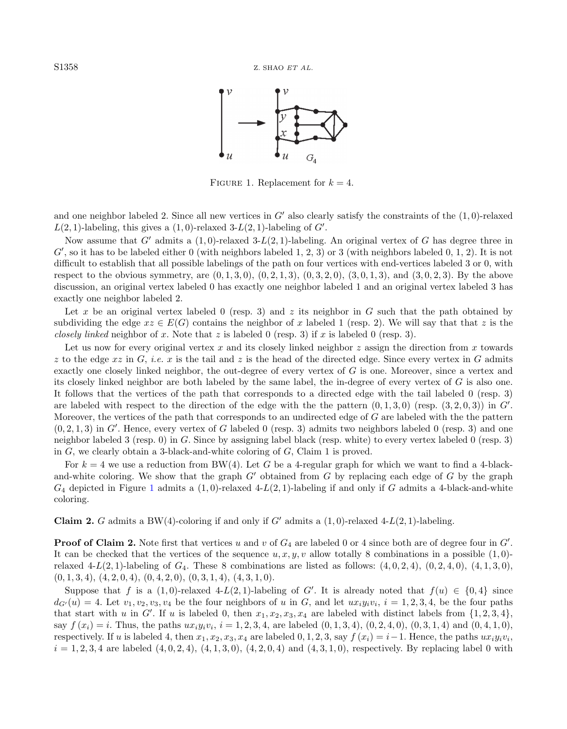FIGURE 1. Replacement for $k = 4$.

and one neighbor labeled 2. Since all new vertices in $G'$ also clearly satisfy the constraints of the $(1, 0)$-relaxed $L(2, 1)$-labeling, this gives a $(1, 0)$-relaxed 3-$L(2, 1)$-labeling of $G'$.

Now assume that $G'$ admits a $(1, 0)$-relaxed 3-$L(2, 1)$-labeling. An original vertex of $G$ has degree three in $G'$, so it has to be labeled either 0 (with neighbors labeled 1, 2, 3) or 3 (with neighbors labeled 0, 1, 2). It is not difficult to establish that all possible labelings of the path on four vertices with end-vertices labeled 3 or 0, with respect to the obvious symmetry, are $(0, 1, 3, 0)$, $(0, 2, 1, 3)$, $(0, 3, 2, 0)$, $(3, 0, 1, 3)$, and $(3, 0, 2, 3)$. By the above discussion, an original vertex labeled 0 has exactly one neighbor labeled 1 and an original vertex labeled 3 has exactly one neighbor labeled 2.

Let $x$ be an original vertex labeled 0 (resp. 3) and $z$ its neighbor in $G$ such that the path obtained by subdividing the edge $xz \in E(G)$ contains the neighbor of $x$ labeled 1 (resp. 2). We will say that that $z$ is the *closely linked* neighbor of $x$. Note that $z$ is labeled 0 (resp. 3) if $x$ is labeled 0 (resp. 3).

Let us now for every original vertex $x$ and its closely linked neighbor $z$ assign the direction from $x$ towards $z$ to the edge $xz$ in $G$, *i.e.* $x$ is the tail and $z$ is the head of the directed edge. Since every vertex in $G$ admits exactly one closely linked neighbor, the out-degree of every vertex of $G$ is one. Moreover, since a vertex and its closely linked neighbor are both labeled by the same label, the in-degree of every vertex of $G$ is also one. It follows that the vertices of the path that corresponds to a directed edge with the tail labeled 0 (resp. 3) are labeled with respect to the direction of the edge with the the pattern $(0, 1, 3, 0)$ (resp. $(3, 2, 0, 3)$) in $G'$. Moreover, the vertices of the path that corresponds to an undirected edge of $G$ are labeled with the the pattern $(0, 2, 1, 3)$ in $G'$. Hence, every vertex of $G$ labeled 0 (resp. 3) admits two neighbors labeled 0 (resp. 3) and one neighbor labeled 3 (resp. 0) in $G$. Since by assigning label black (resp. white) to every vertex labeled 0 (resp. 3) in $G$, we clearly obtain a 3-black-and-white coloring of $G$, Claim 1 is proved.

For $k = 4$ we use a reduction from BW(4). Let $G$ be a 4-regular graph for which we want to find a 4-black-and-white coloring. We show that the graph $G'$ obtained from $G$ by replacing each edge of $G$ by the graph $G_4$ depicted in Figure 1 admits a $(1, 0)$-relaxed 4-$L(2, 1)$-labeling if and only if $G$ admits a 4-black-and-white coloring.

**Claim 2.** $G$ admits a BW(4)-coloring if and only if $G'$ admits a $(1, 0)$-relaxed 4-$L(2, 1)$-labeling.

**Proof of Claim 2.** Note first that vertices $u$ and $v$ of $G_4$ are labeled 0 or 4 since both are of degree four in $G'$. It can be checked that the vertices of the sequence $u, x, y, v$ allow totally 8 combinations in a possible $(1, 0)$-relaxed 4-$L(2, 1)$-labeling of $G_4$. These 8 combinations are listed as follows: $(4, 0, 2, 4)$, $(0, 2, 4, 0)$, $(4, 1, 3, 0)$, $(0, 1, 3, 4)$, $(4, 2, 0, 4)$, $(0, 4, 2, 0)$, $(0, 3, 1, 4)$, $(4, 3, 1, 0)$.

Suppose that $f$ is a $(1, 0)$-relaxed 4-$L(2, 1)$-labeling of $G'$. It is already noted that $f(u) \in \{0, 4\}$ since $d_{G'}(u) = 4$. Let $v_1, v_2, v_3, v_4$ be the four neighbors of $u$ in $G$, and let $ux_iy_iv_i$, $i = 1, 2, 3, 4$, be the four paths that start with $u$ in $G'$. If $u$ is labeled 0, then $x_1, x_2, x_3, x_4$ are labeled with distinct labels from $\{1, 2, 3, 4\}$, say $f(x_i) = i$. Thus, the paths $ux_iy_iv_i$, $i = 1, 2, 3, 4$, are labeled $(0, 1, 3, 4)$, $(0, 2, 4, 0)$, $(0, 3, 1, 4)$ and $(0, 4, 1, 0)$, respectively. If $u$ is labeled 4, then $x_1, x_2, x_3, x_4$ are labeled $0, 1, 2, 3$, say $f(x_i) = i-1$. Hence, the paths $ux_iy_iv_i$, $i = 1, 2, 3, 4$ are labeled $(4, 0, 2, 4)$, $(4, 1, 3, 0)$, $(4, 2, 0, 4)$ and $(4, 3, 1, 0)$, respectively. By replacing label 0 with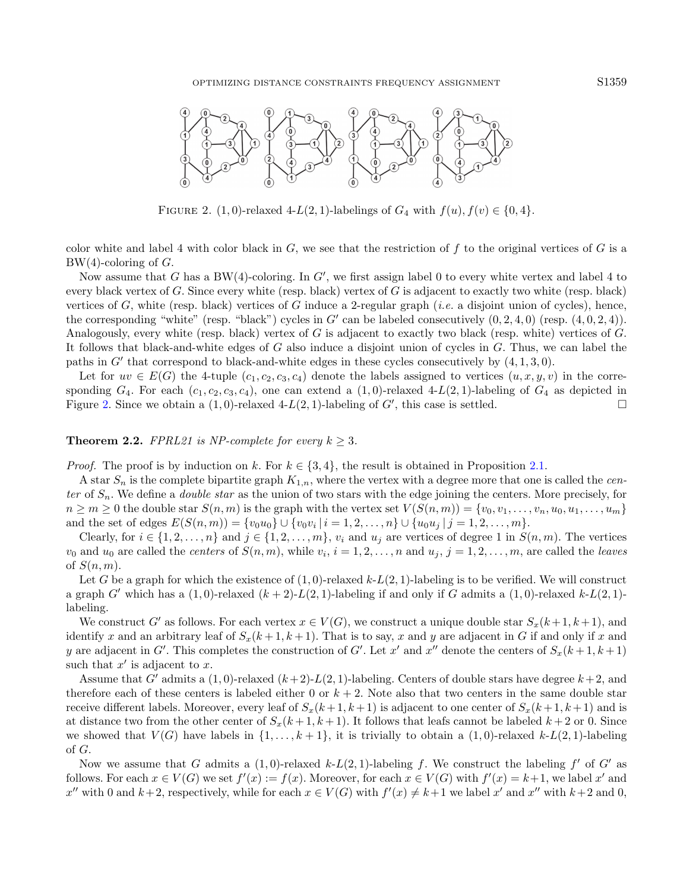FIGURE 2. $(1,0)$-relaxed $4$-$L(2,1)$-labelings of $G_4$ with $f(u), f(v) \in \{0,4\}$.

color white and label 4 with color black in $G$, we see that the restriction of $f$ to the original vertices of $G$ is a BW(4)-coloring of $G$.

Now assume that $G$ has a BW(4)-coloring. In $G'$, we first assign label 0 to every white vertex and label 4 to every black vertex of $G$. Since every white (resp. black) vertex of $G$ is adjacent to exactly two white (resp. black) vertices of $G$, white (resp. black) vertices of $G$ induce a 2-regular graph (*i.e.* a disjoint union of cycles), hence, the corresponding "white" (resp. "black") cycles in $G'$ can be labeled consecutively $(0,2,4,0)$ (resp. $(4,0,2,4)$). Analogously, every white (resp. black) vertex of $G$ is adjacent to exactly two black (resp. white) vertices of $G$. It follows that black-and-white edges of $G$ also induce a disjoint union of cycles in $G$. Thus, we can label the paths in $G'$ that correspond to black-and-white edges in these cycles consecutively by $(4,1,3,0)$.

Let for $uv \in E(G)$ the 4-tuple $(c_1, c_2, c_3, c_4)$ denote the labels assigned to vertices $(u, x, y, v)$ in the corresponding $G_4$. For each $(c_1, c_2, c_3, c_4)$, one can extend a $(1,0)$-relaxed $4$-$L(2,1)$-labeling of $G_4$ as depicted in Figure 2. Since we obtain a $(1,0)$-relaxed $4$-$L(2,1)$-labeling of $G'$, this case is settled. □

**Theorem 2.2.** *FPRL21 is NP-complete for every $k \geq 3$.*

*Proof.* The proof is by induction on $k$. For $k \in \{3,4\}$, the result is obtained in Proposition 2.1.

A star $S_n$ is the complete bipartite graph $K_{1,n}$, where the vertex with a degree more that one is called the *center* of $S_n$. We define a *double star* as the union of two stars with the edge joining the centers. More precisely, for $n \geq m \geq 0$ the double star $S(n,m)$ is the graph with the vertex set $V(S(n,m)) = \{v_0, v_1, \ldots, v_n, u_0, u_1, \ldots, u_m\}$ and the set of edges $E(S(n,m)) = \{v_0u_0\} \cup \{v_0v_i \,|\, i = 1,2,\ldots,n\} \cup \{u_0u_j \,|\, j = 1,2,\ldots,m\}$.

Clearly, for $i \in \{1,2,\ldots,n\}$ and $j \in \{1,2,\ldots,m\}$, $v_i$ and $u_j$ are vertices of degree 1 in $S(n,m)$. The vertices $v_0$ and $u_0$ are called the *centers* of $S(n,m)$, while $v_i$, $i = 1,2,\ldots,n$ and $u_j$, $j = 1,2,\ldots,m$, are called the *leaves* of $S(n,m)$.

Let $G$ be a graph for which the existence of $(1,0)$-relaxed $k$-$L(2,1)$-labeling is to be verified. We will construct a graph $G'$ which has a $(1,0)$-relaxed $(k+2)$-$L(2,1)$-labeling if and only if $G$ admits a $(1,0)$-relaxed $k$-$L(2,1)$-labeling.

We construct $G'$ as follows. For each vertex $x \in V(G)$, we construct a unique double star $S_x(k+1,k+1)$, and identify $x$ and an arbitrary leaf of $S_x(k+1,k+1)$. That is to say, $x$ and $y$ are adjacent in $G$ if and only if $x$ and $y$ are adjacent in $G'$. This completes the construction of $G'$. Let $x'$ and $x''$ denote the centers of $S_x(k+1,k+1)$ such that $x'$ is adjacent to $x$.

Assume that $G'$ admits a $(1,0)$-relaxed $(k+2)$-$L(2,1)$-labeling. Centers of double stars have degree $k+2$, and therefore each of these centers is labeled either 0 or $k+2$. Note also that two centers in the same double star receive different labels. Moreover, every leaf of $S_x(k+1,k+1)$ is adjacent to one center of $S_x(k+1,k+1)$ and is at distance two from the other center of $S_x(k+1,k+1)$. It follows that leafs cannot be labeled $k+2$ or 0. Since we showed that $V(G)$ have labels in $\{1,\ldots,k+1\}$, it is trivially to obtain a $(1,0)$-relaxed $k$-$L(2,1)$-labeling of $G$.

Now we assume that $G$ admits a $(1,0)$-relaxed $k$-$L(2,1)$-labeling $f$. We construct the labeling $f'$ of $G'$ as follows. For each $x \in V(G)$ we set $f'(x) := f(x)$. Moreover, for each $x \in V(G)$ with $f'(x) = k+1$, we label $x'$ and $x''$ with 0 and $k+2$, respectively, while for each $x \in V(G)$ with $f'(x) \neq k+1$ we label $x'$ and $x''$ with $k+2$ and 0,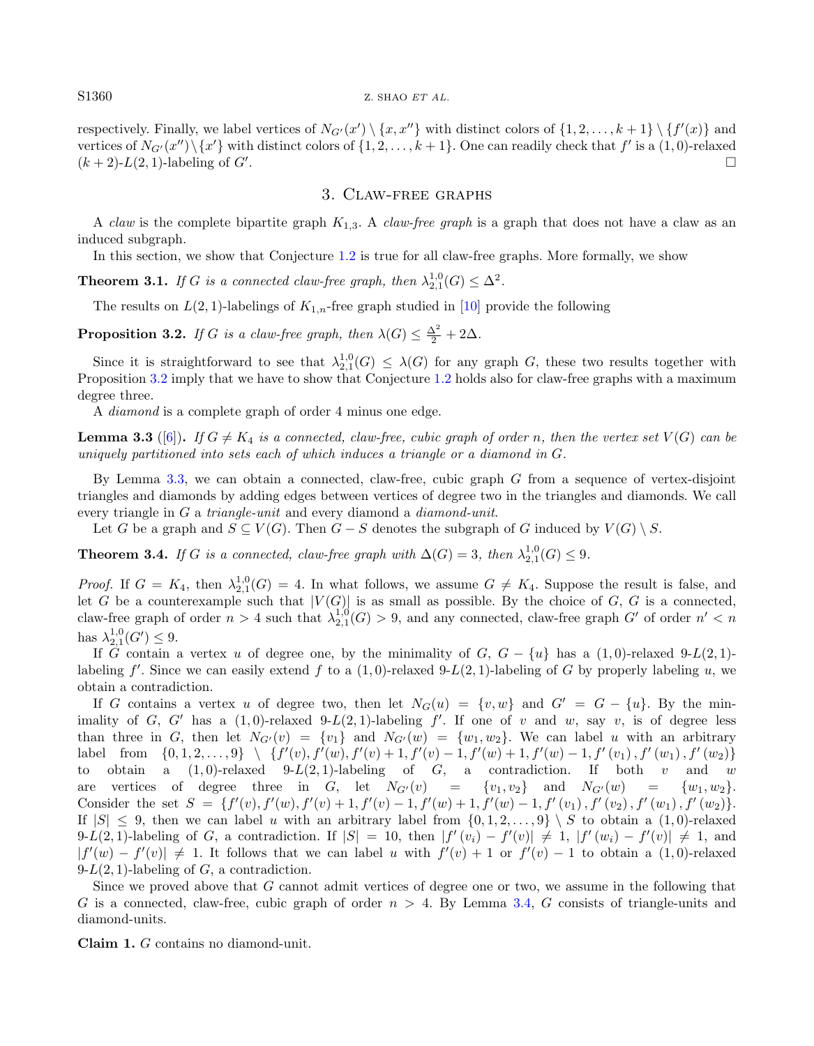respectively. Finally, we label vertices of $N_{G'}(x') \setminus \{x, x''\}$ with distinct colors of $\{1, 2, \ldots, k+1\} \setminus \{f'(x)\}$ and vertices of $N_{G'}(x'') \setminus \{x'\}$ with distinct colors of $\{1, 2, \ldots, k+1\}$. One can readily check that $f'$ is a $(1,0)$-relaxed $(k+2)$-$L(2,1)$-labeling of $G'$. □

## 3. Claw-free graphs

A *claw* is the complete bipartite graph $K_{1,3}$. A *claw-free graph* is a graph that does not have a claw as an induced subgraph.

In this section, we show that Conjecture 1.2 is true for all claw-free graphs. More formally, we show

**Theorem 3.1.** *If $G$ is a connected claw-free graph, then $\lambda_{2,1}^{1,0}(G) \leq \Delta^2$.*

The results on $L(2,1)$-labelings of $K_{1,n}$-free graph studied in [10] provide the following

**Proposition 3.2.** *If $G$ is a claw-free graph, then $\lambda(G) \leq \frac{\Delta^2}{2} + 2\Delta$.*

Since it is straightforward to see that $\lambda_{2,1}^{1,0}(G) \leq \lambda(G)$ for any graph $G$, these two results together with Proposition 3.2 imply that we have to show that Conjecture 1.2 holds also for claw-free graphs with a maximum degree three.

A *diamond* is a complete graph of order 4 minus one edge.

**Lemma 3.3** ([6]). *If $G \neq K_4$ is a connected, claw-free, cubic graph of order $n$, then the vertex set $V(G)$ can be uniquely partitioned into sets each of which induces a triangle or a diamond in $G$.*

By Lemma 3.3, we can obtain a connected, claw-free, cubic graph $G$ from a sequence of vertex-disjoint triangles and diamonds by adding edges between vertices of degree two in the triangles and diamonds. We call every triangle in $G$ a *triangle-unit* and every diamond a *diamond-unit*.

Let $G$ be a graph and $S \subseteq V(G)$. Then $G - S$ denotes the subgraph of $G$ induced by $V(G) \setminus S$.

**Theorem 3.4.** *If $G$ is a connected, claw-free graph with $\Delta(G) = 3$, then $\lambda_{2,1}^{1,0}(G) \leq 9$.*

*Proof.* If $G = K_4$, then $\lambda_{2,1}^{1,0}(G) = 4$. In what follows, we assume $G \neq K_4$. Suppose the result is false, and let $G$ be a counterexample such that $|V(G)|$ is as small as possible. By the choice of $G$, $G$ is a connected, claw-free graph of order $n > 4$ such that $\lambda_{2,1}^{1,0}(G) > 9$, and any connected, claw-free graph $G'$ of order $n' < n$ has $\lambda_{2,1}^{1,0}(G') \leq 9$.

If $G$ contain a vertex $u$ of degree one, by the minimality of $G$, $G - \{u\}$ has a $(1,0)$-relaxed $9$-$L(2,1)$-labeling $f'$. Since we can easily extend $f$ to a $(1,0)$-relaxed $9$-$L(2,1)$-labeling of $G$ by properly labeling $u$, we obtain a contradiction.

If $G$ contains a vertex $u$ of degree two, then let $N_G(u) = \{v, w\}$ and $G' = G - \{u\}$. By the minimality of $G$, $G'$ has a $(1,0)$-relaxed $9$-$L(2,1)$-labeling $f'$. If one of $v$ and $w$, say $v$, is of degree less than three in $G$, then let $N_{G'}(v) = \{v_1\}$ and $N_{G'}(w) = \{w_1, w_2\}$. We can label $u$ with an arbitrary label from $\{0, 1, 2, \ldots, 9\} \setminus \{f'(v), f'(w), f'(v)+1, f'(v)-1, f'(w)+1, f'(w)-1, f'(v_1), f'(w_1), f'(w_2)\}$ to obtain a $(1,0)$-relaxed $9$-$L(2,1)$-labeling of $G$, a contradiction. If both $v$ and $w$ are vertices of degree three in $G$, let $N_{G'}(v) = \{v_1, v_2\}$ and $N_{G'}(w) = \{w_1, w_2\}$. Consider the set $S = \{f'(v), f'(w), f'(v)+1, f'(v)-1, f'(w)+1, f'(w)-1, f'(v_1), f'(v_2), f'(w_1), f'(w_2)\}$. If $|S| \leq 9$, then we can label $u$ with an arbitrary label from $\{0, 1, 2, \ldots, 9\} \setminus S$ to obtain a $(1,0)$-relaxed $9$-$L(2,1)$-labeling of $G$, a contradiction. If $|S| = 10$, then $|f'(v_i) - f'(v)| \neq 1$, $|f'(w_i) - f'(v)| \neq 1$, and $|f'(w) - f'(v)| \neq 1$. It follows that we can label $u$ with $f'(v)+1$ or $f'(v)-1$ to obtain a $(1,0)$-relaxed $9$-$L(2,1)$-labeling of $G$, a contradiction.

Since we proved above that $G$ cannot admit vertices of degree one or two, we assume in the following that $G$ is a connected, claw-free, cubic graph of order $n > 4$. By Lemma 3.4, $G$ consists of triangle-units and diamond-units.

**Claim 1.** $G$ contains no diamond-unit.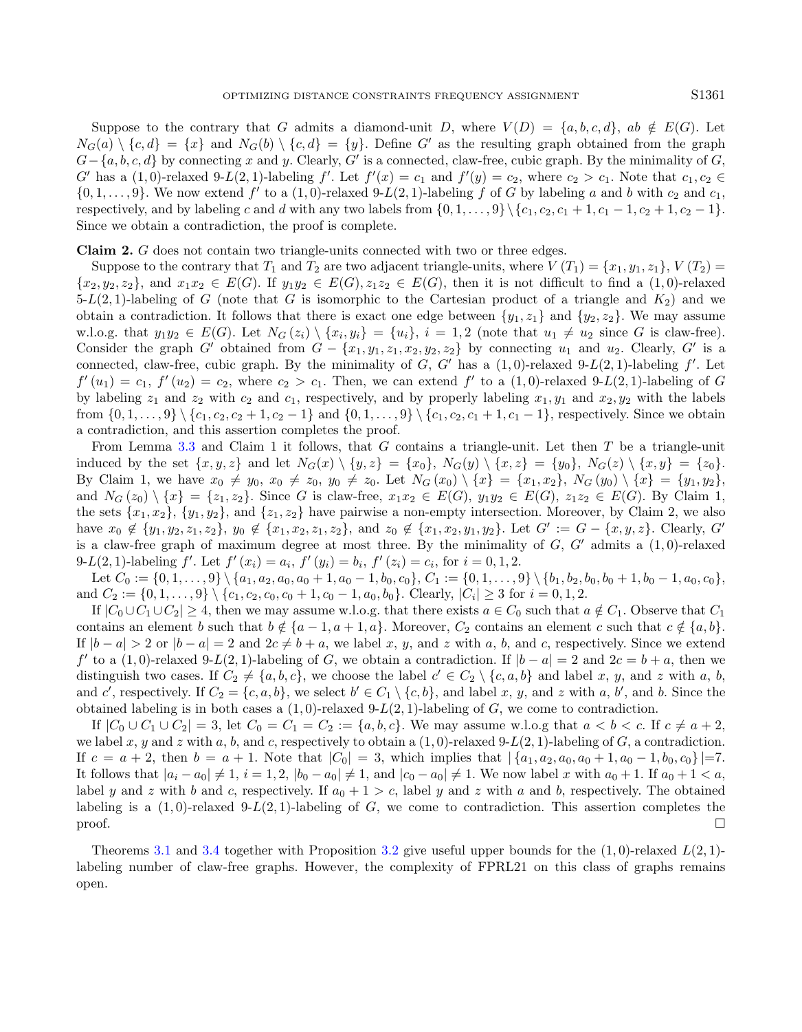Suppose to the contrary that $G$ admits a diamond-unit $D$, where $V(D) = \{a, b, c, d\}$, $ab \notin E(G)$. Let $N_G(a) \setminus \{c, d\} = \{x\}$ and $N_G(b) \setminus \{c, d\} = \{y\}$. Define $G'$ as the resulting graph obtained from the graph $G - \{a, b, c, d\}$ by connecting $x$ and $y$. Clearly, $G'$ is a connected, claw-free, cubic graph. By the minimality of $G$, $G'$ has a $(1, 0)$-relaxed 9-$L(2, 1)$-labeling $f'$. Let $f'(x) = c_1$ and $f'(y) = c_2$, where $c_2 > c_1$. Note that $c_1, c_2 \in \{0, 1, \ldots, 9\}$. We now extend $f'$ to a $(1, 0)$-relaxed 9-$L(2, 1)$-labeling $f$ of $G$ by labeling $a$ and $b$ with $c_2$ and $c_1$, respectively, and by labeling $c$ and $d$ with any two labels from $\{0, 1, \ldots, 9\} \setminus \{c_1, c_2, c_1 + 1, c_1 - 1, c_2 + 1, c_2 - 1\}$. Since we obtain a contradiction, the proof is complete.

**Claim 2.** $G$ does not contain two triangle-units connected with two or three edges.

Suppose to the contrary that $T_1$ and $T_2$ are two adjacent triangle-units, where $V(T_1) = \{x_1, y_1, z_1\}$, $V(T_2) = \{x_2, y_2, z_2\}$, and $x_1x_2 \in E(G)$. If $y_1y_2 \in E(G), z_1z_2 \in E(G)$, then it is not difficult to find a $(1, 0)$-relaxed 5-$L(2, 1)$-labeling of $G$ (note that $G$ is isomorphic to the Cartesian product of a triangle and $K_2$) and we obtain a contradiction. It follows that there is exact one edge between $\{y_1, z_1\}$ and $\{y_2, z_2\}$. We may assume w.l.o.g. that $y_1y_2 \in E(G)$. Let $N_G(z_i) \setminus \{x_i, y_i\} = \{u_i\}$, $i = 1, 2$ (note that $u_1 \neq u_2$ since $G$ is claw-free). Consider the graph $G'$ obtained from $G - \{x_1, y_1, z_1, x_2, y_2, z_2\}$ by connecting $u_1$ and $u_2$. Clearly, $G'$ is a connected, claw-free, cubic graph. By the minimality of $G$, $G'$ has a $(1, 0)$-relaxed 9-$L(2, 1)$-labeling $f'$. Let $f'(u_1) = c_1$, $f'(u_2) = c_2$, where $c_2 > c_1$. Then, we can extend $f'$ to a $(1, 0)$-relaxed 9-$L(2, 1)$-labeling of $G$ by labeling $z_1$ and $z_2$ with $c_2$ and $c_1$, respectively, and by properly labeling $x_1, y_1$ and $x_2, y_2$ with the labels from $\{0, 1, \ldots, 9\} \setminus \{c_1, c_2, c_2 + 1, c_2 - 1\}$ and $\{0, 1, \ldots, 9\} \setminus \{c_1, c_2, c_1 + 1, c_1 - 1\}$, respectively. Since we obtain a contradiction, and this assertion completes the proof.

From Lemma 3.3 and Claim 1 it follows, that $G$ contains a triangle-unit. Let then $T$ be a triangle-unit induced by the set $\{x, y, z\}$ and let $N_G(x) \setminus \{y, z\} = \{x_0\}$, $N_G(y) \setminus \{x, z\} = \{y_0\}$, $N_G(z) \setminus \{x, y\} = \{z_0\}$. By Claim 1, we have $x_0 \neq y_0$, $x_0 \neq z_0$, $y_0 \neq z_0$. Let $N_G(x_0) \setminus \{x\} = \{x_1, x_2\}$, $N_G(y_0) \setminus \{x\} = \{y_1, y_2\}$, and $N_G(z_0) \setminus \{x\} = \{z_1, z_2\}$. Since $G$ is claw-free, $x_1x_2 \in E(G)$, $y_1y_2 \in E(G)$, $z_1z_2 \in E(G)$. By Claim 1, the sets $\{x_1, x_2\}$, $\{y_1, y_2\}$, and $\{z_1, z_2\}$ have pairwise a non-empty intersection. Moreover, by Claim 2, we also have $x_0 \notin \{y_1, y_2, z_1, z_2\}$, $y_0 \notin \{x_1, x_2, z_1, z_2\}$, and $z_0 \notin \{x_1, x_2, y_1, y_2\}$. Let $G' := G - \{x, y, z\}$. Clearly, $G'$ is a claw-free graph of maximum degree at most three. By the minimality of $G$, $G'$ admits a $(1, 0)$-relaxed 9-$L(2, 1)$-labeling $f'$. Let $f'(x_i) = a_i$, $f'(y_i) = b_i$, $f'(z_i) = c_i$, for $i = 0, 1, 2$.

Let $C_0 := \{0, 1, \ldots, 9\} \setminus \{a_1, a_2, a_0, a_0 + 1, a_0 - 1, b_0, c_0\}$, $C_1 := \{0, 1, \ldots, 9\} \setminus \{b_1, b_2, b_0, b_0 + 1, b_0 - 1, a_0, c_0\}$, and $C_2 := \{0, 1, \ldots, 9\} \setminus \{c_1, c_2, c_0, c_0 + 1, c_0 - 1, a_0, b_0\}$. Clearly, $|C_i| \geq 3$ for $i = 0, 1, 2$.

If $|C_0 \cup C_1 \cup C_2| \geq 4$, then we may assume w.l.o.g. that there exists $a \in C_0$ such that $a \notin C_1$. Observe that $C_1$ contains an element $b$ such that $b \notin \{a - 1, a + 1, a\}$. Moreover, $C_2$ contains an element $c$ such that $c \notin \{a, b\}$. If $|b - a| > 2$ or $|b - a| = 2$ and $2c \neq b + a$, we label $x$, $y$, and $z$ with $a$, $b$, and $c$, respectively. Since we extend $f'$ to a $(1, 0)$-relaxed 9-$L(2, 1)$-labeling of $G$, we obtain a contradiction. If $|b - a| = 2$ and $2c = b + a$, then we distinguish two cases. If $C_2 \neq \{a, b, c\}$, we choose the label $c' \in C_2 \setminus \{c, a, b\}$ and label $x$, $y$, and $z$ with $a$, $b$, and $c'$, respectively. If $C_2 = \{c, a, b\}$, we select $b' \in C_1 \setminus \{c, b\}$, and label $x$, $y$, and $z$ with $a$, $b'$, and $b$. Since the obtained labeling is in both cases a $(1, 0)$-relaxed 9-$L(2, 1)$-labeling of $G$, we come to contradiction.

If $|C_0 \cup C_1 \cup C_2| = 3$, let $C_0 = C_1 = C_2 := \{a, b, c\}$. We may assume w.l.o.g that $a < b < c$. If $c \neq a + 2$, we label $x$, $y$ and $z$ with $a$, $b$, and $c$, respectively to obtain a $(1, 0)$-relaxed 9-$L(2, 1)$-labeling of $G$, a contradiction. If $c = a + 2$, then $b = a + 1$. Note that $|C_0| = 3$, which implies that $|\{a_1, a_2, a_0, a_0 + 1, a_0 - 1, b_0, c_0\}| = 7$. It follows that $|a_i - a_0| \neq 1$, $i = 1, 2$, $|b_0 - a_0| \neq 1$, and $|c_0 - a_0| \neq 1$. We now label $x$ with $a_0 + 1$. If $a_0 + 1 < a$, label $y$ and $z$ with $b$ and $c$, respectively. If $a_0 + 1 > c$, label $y$ and $z$ with $a$ and $b$, respectively. The obtained labeling is a $(1, 0)$-relaxed 9-$L(2, 1)$-labeling of $G$, we come to contradiction. This assertion completes the proof. $\square$

Theorems 3.1 and 3.4 together with Proposition 3.2 give useful upper bounds for the $(1, 0)$-relaxed $L(2, 1)$-labeling number of claw-free graphs. However, the complexity of FPRL21 on this class of graphs remains open.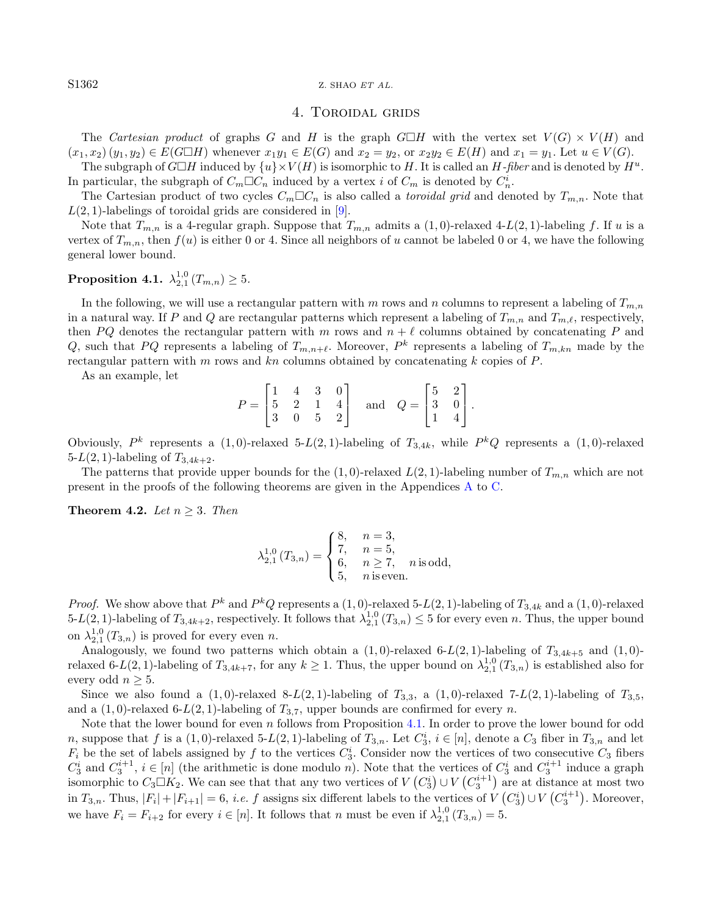## 4. Toroidal grids

The *Cartesian product* of graphs $G$ and $H$ is the graph $G\Box H$ with the vertex set $V(G)\times V(H)$ and $(x_1,x_2)(y_1,y_2)\in E(G\Box H)$ whenever $x_1y_1\in E(G)$ and $x_2=y_2$, or $x_2y_2\in E(H)$ and $x_1=y_1$. Let $u\in V(G)$.

The subgraph of $G\Box H$ induced by $\{u\}\times V(H)$ is isomorphic to $H$. It is called an $H$*-fiber* and is denoted by $H^u$. In particular, the subgraph of $C_m\Box C_n$ induced by a vertex $i$ of $C_m$ is denoted by $C_n^i$.

The Cartesian product of two cycles $C_m\Box C_n$ is also called a *toroidal grid* and denoted by $T_{m,n}$. Note that $L(2,1)$-labelings of toroidal grids are considered in [9].

Note that $T_{m,n}$ is a 4-regular graph. Suppose that $T_{m,n}$ admits a $(1,0)$-relaxed 4-$L(2,1)$-labeling $f$. If $u$ is a vertex of $T_{m,n}$, then $f(u)$ is either 0 or 4. Since all neighbors of $u$ cannot be labeled 0 or 4, we have the following general lower bound.

**Proposition 4.1.** $\lambda_{2,1}^{1,0}(T_{m,n})\geq 5$.

In the following, we will use a rectangular pattern with $m$ rows and $n$ columns to represent a labeling of $T_{m,n}$ in a natural way. If $P$ and $Q$ are rectangular patterns which represent a labeling of $T_{m,n}$ and $T_{m,\ell}$, respectively, then $PQ$ denotes the rectangular pattern with $m$ rows and $n+\ell$ columns obtained by concatenating $P$ and $Q$, such that $PQ$ represents a labeling of $T_{m,n+\ell}$. Moreover, $P^k$ represents a labeling of $T_{m,kn}$ made by the rectangular pattern with $m$ rows and $kn$ columns obtained by concatenating $k$ copies of $P$.

As an example, let

$$P=\begin{bmatrix}1 & 4 & 3 & 0\\ 5 & 2 & 1 & 4\\ 3 & 0 & 5 & 2\end{bmatrix}\quad\text{and}\quad Q=\begin{bmatrix}5 & 2\\ 3 & 0\\ 1 & 4\end{bmatrix}.$$

Obviously, $P^k$ represents a $(1,0)$-relaxed 5-$L(2,1)$-labeling of $T_{3,4k}$, while $P^kQ$ represents a $(1,0)$-relaxed 5-$L(2,1)$-labeling of $T_{3,4k+2}$.

The patterns that provide upper bounds for the $(1,0)$-relaxed $L(2,1)$-labeling number of $T_{m,n}$ which are not present in the proofs of the following theorems are given in the Appendices A to C.

**Theorem 4.2.** *Let $n\geq 3$. Then*

$$\lambda_{2,1}^{1,0}(T_{3,n})=\begin{cases}8, & n=3,\\ 7, & n=5,\\ 6, & n\geq 7,\quad n\,\text{is odd},\\ 5, & n\,\text{is even}.\end{cases}$$

*Proof.* We show above that $P^k$ and $P^kQ$ represents a $(1,0)$-relaxed 5-$L(2,1)$-labeling of $T_{3,4k}$ and a $(1,0)$-relaxed 5-$L(2,1)$-labeling of $T_{3,4k+2}$, respectively. It follows that $\lambda_{2,1}^{1,0}(T_{3,n})\leq 5$ for every even $n$. Thus, the upper bound on $\lambda_{2,1}^{1,0}(T_{3,n})$ is proved for every even $n$.

Analogously, we found two patterns which obtain a $(1,0)$-relaxed 6-$L(2,1)$-labeling of $T_{3,4k+5}$ and $(1,0)$-relaxed 6-$L(2,1)$-labeling of $T_{3,4k+7}$, for any $k\geq 1$. Thus, the upper bound on $\lambda_{2,1}^{1,0}(T_{3,n})$ is established also for every odd $n\geq 5$.

Since we also found a $(1,0)$-relaxed 8-$L(2,1)$-labeling of $T_{3,3}$, a $(1,0)$-relaxed 7-$L(2,1)$-labeling of $T_{3,5}$, and a $(1,0)$-relaxed 6-$L(2,1)$-labeling of $T_{3,7}$, upper bounds are confirmed for every $n$.

Note that the lower bound for even $n$ follows from Proposition 4.1. In order to prove the lower bound for odd $n$, suppose that $f$ is a $(1,0)$-relaxed 5-$L(2,1)$-labeling of $T_{3,n}$. Let $C_3^i$, $i\in[n]$, denote a $C_3$ fiber in $T_{3,n}$ and let $F_i$ be the set of labels assigned by $f$ to the vertices $C_3^i$. Consider now the vertices of two consecutive $C_3$ fibers $C_3^i$ and $C_3^{i+1}$, $i\in[n]$ (the arithmetic is done modulo $n$). Note that the vertices of $C_3^i$ and $C_3^{i+1}$ induce a graph isomorphic to $C_3\Box K_2$. We can see that that any two vertices of $V\left(C_3^i\right)\cup V\left(C_3^{i+1}\right)$ are at distance at most two in $T_{3,n}$. Thus, $|F_i|+|F_{i+1}|=6$, *i.e.* $f$ assigns six different labels to the vertices of $V\left(C_3^i\right)\cup V\left(C_3^{i+1}\right)$. Moreover, we have $F_i=F_{i+2}$ for every $i\in[n]$. It follows that $n$ must be even if $\lambda_{2,1}^{1,0}(T_{3,n})=5$.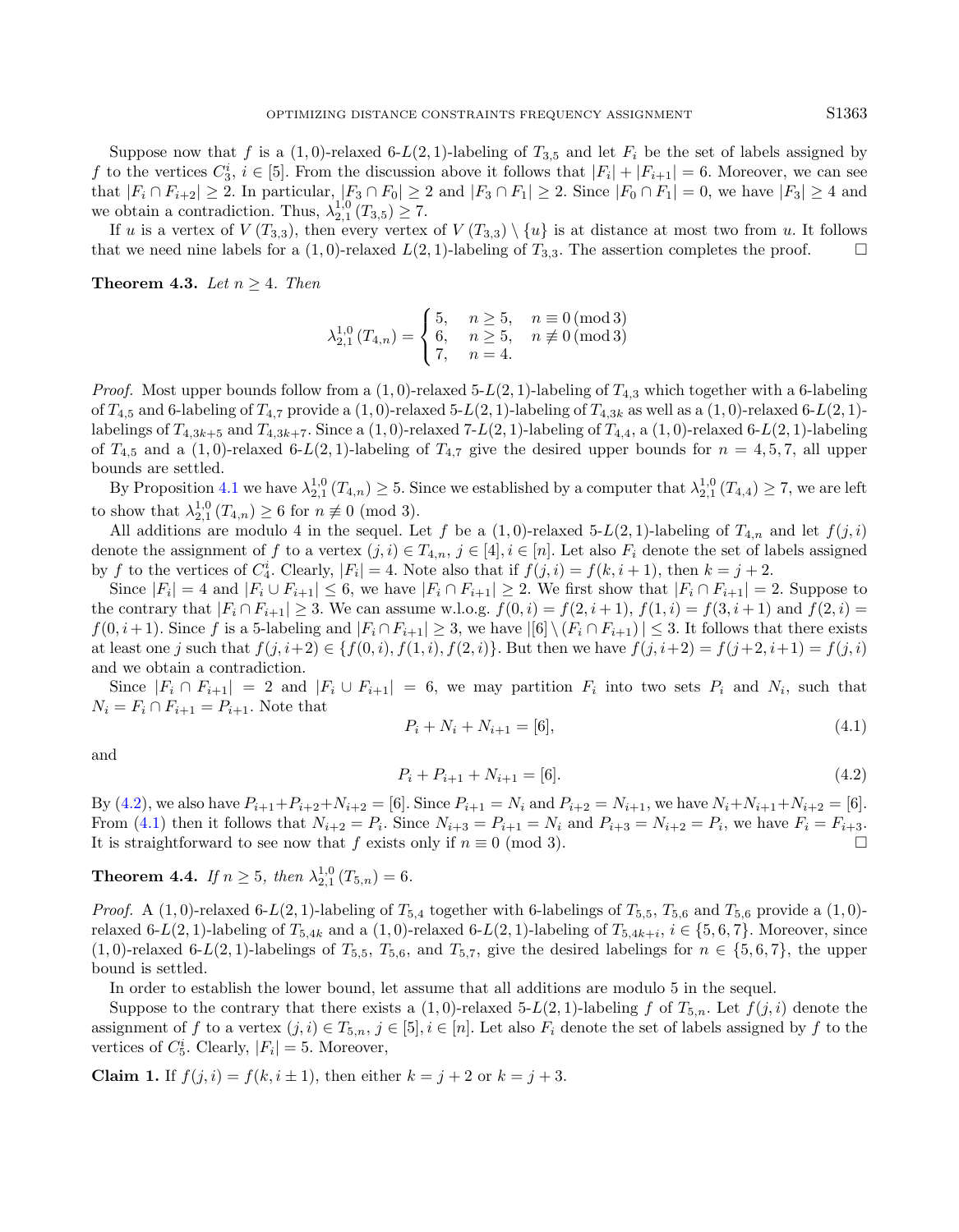Suppose now that $f$ is a $(1,0)$-relaxed 6-$L(2,1)$-labeling of $T_{3,5}$ and let $F_i$ be the set of labels assigned by $f$ to the vertices $C_3^i$, $i \in [5]$. From the discussion above it follows that $|F_i| + |F_{i+1}| = 6$. Moreover, we can see that $|F_i \cap F_{i+2}| \geq 2$. In particular, $|F_3 \cap F_0| \geq 2$ and $|F_3 \cap F_1| \geq 2$. Since $|F_0 \cap F_1| = 0$, we have $|F_3| \geq 4$ and we obtain a contradiction. Thus, $\lambda_{2,1}^{1,0}(T_{3,5}) \geq 7$.

If $u$ is a vertex of $V(T_{3,3})$, then every vertex of $V(T_{3,3}) \setminus \{u\}$ is at distance at most two from $u$. It follows that we need nine labels for a $(1,0)$-relaxed $L(2,1)$-labeling of $T_{3,3}$. The assertion completes the proof. □

**Theorem 4.3.** *Let $n \geq 4$. Then*

$$\lambda_{2,1}^{1,0}(T_{4,n}) = \begin{cases} 5, & n \geq 5, \quad n \equiv 0 \pmod 3) \\ 6, & n \geq 5, \quad n \not\equiv 0 \pmod 3) \\ 7, & n = 4. \end{cases}$$

*Proof.* Most upper bounds follow from a $(1,0)$-relaxed 5-$L(2,1)$-labeling of $T_{4,3}$ which together with a 6-labeling of $T_{4,5}$ and 6-labeling of $T_{4,7}$ provide a $(1,0)$-relaxed 5-$L(2,1)$-labeling of $T_{4,3k}$ as well as a $(1,0)$-relaxed 6-$L(2,1)$-labelings of $T_{4,3k+5}$ and $T_{4,3k+7}$. Since a $(1,0)$-relaxed 7-$L(2,1)$-labeling of $T_{4,4}$, a $(1,0)$-relaxed 6-$L(2,1)$-labeling of $T_{4,5}$ and a $(1,0)$-relaxed 6-$L(2,1)$-labeling of $T_{4,7}$ give the desired upper bounds for $n = 4, 5, 7$, all upper bounds are settled.

By Proposition 4.1 we have $\lambda_{2,1}^{1,0}(T_{4,n}) \geq 5$. Since we established by a computer that $\lambda_{2,1}^{1,0}(T_{4,4}) \geq 7$, we are left to show that $\lambda_{2,1}^{1,0}(T_{4,n}) \geq 6$ for $n \not\equiv 0 \pmod 3$.

All additions are modulo 4 in the sequel. Let $f$ be a $(1,0)$-relaxed 5-$L(2,1)$-labeling of $T_{4,n}$ and let $f(j,i)$ denote the assignment of $f$ to a vertex $(j,i) \in T_{4,n}$, $j \in [4], i \in [n]$. Let also $F_i$ denote the set of labels assigned by $f$ to the vertices of $C_4^i$. Clearly, $|F_i| = 4$. Note also that if $f(j,i) = f(k,i+1)$, then $k = j+2$.

Since $|F_i| = 4$ and $|F_i \cup F_{i+1}| \leq 6$, we have $|F_i \cap F_{i+1}| \geq 2$. We first show that $|F_i \cap F_{i+1}| = 2$. Suppose to the contrary that $|F_i \cap F_{i+1}| \geq 3$. We can assume w.l.o.g. $f(0,i) = f(2,i+1)$, $f(1,i) = f(3,i+1)$ and $f(2,i) = f(0,i+1)$. Since $f$ is a 5-labeling and $|F_i \cap F_{i+1}| \geq 3$, we have $|[6] \setminus (F_i \cap F_{i+1})| \leq 3$. It follows that there exists at least one $j$ such that $f(j,i+2) \in \{f(0,i), f(1,i), f(2,i)\}$. But then we have $f(j,i+2) = f(j+2,i+1) = f(j,i)$ and we obtain a contradiction.

Since $|F_i \cap F_{i+1}| = 2$ and $|F_i \cup F_{i+1}| = 6$, we may partition $F_i$ into two sets $P_i$ and $N_i$, such that $N_i = F_i \cap F_{i+1} = P_{i+1}$. Note that

$$P_i + N_i + N_{i+1} = [6], \tag{4.1}$$

and

$$P_i + P_{i+1} + N_{i+1} = [6]. \tag{4.2}$$

By (4.2), we also have $P_{i+1} + P_{i+2} + N_{i+2} = [6]$. Since $P_{i+1} = N_i$ and $P_{i+2} = N_{i+1}$, we have $N_i + N_{i+1} + N_{i+2} = [6]$. From (4.1) then it follows that $N_{i+2} = P_i$. Since $N_{i+3} = P_{i+1} = N_i$ and $P_{i+3} = N_{i+2} = P_i$, we have $F_i = F_{i+3}$. It is straightforward to see now that $f$ exists only if $n \equiv 0 \pmod 3$. □

**Theorem 4.4.** *If $n \geq 5$, then $\lambda_{2,1}^{1,0}(T_{5,n}) = 6$.*

*Proof.* A $(1,0)$-relaxed 6-$L(2,1)$-labeling of $T_{5,4}$ together with 6-labelings of $T_{5,5}$, $T_{5,6}$ and $T_{5,6}$ provide a $(1,0)$-relaxed 6-$L(2,1)$-labeling of $T_{5,4k}$ and a $(1,0)$-relaxed 6-$L(2,1)$-labeling of $T_{5,4k+i}$, $i \in \{5,6,7\}$. Moreover, since $(1,0)$-relaxed 6-$L(2,1)$-labelings of $T_{5,5}$, $T_{5,6}$, and $T_{5,7}$, give the desired labelings for $n \in \{5,6,7\}$, the upper bound is settled.

In order to establish the lower bound, let assume that all additions are modulo 5 in the sequel.

Suppose to the contrary that there exists a $(1,0)$-relaxed 5-$L(2,1)$-labeling $f$ of $T_{5,n}$. Let $f(j,i)$ denote the assignment of $f$ to a vertex $(j,i) \in T_{5,n}$, $j \in [5], i \in [n]$. Let also $F_i$ denote the set of labels assigned by $f$ to the vertices of $C_5^i$. Clearly, $|F_i| = 5$. Moreover,

**Claim 1.** If $f(j,i) = f(k,i \pm 1)$, then either $k = j+2$ or $k = j+3$.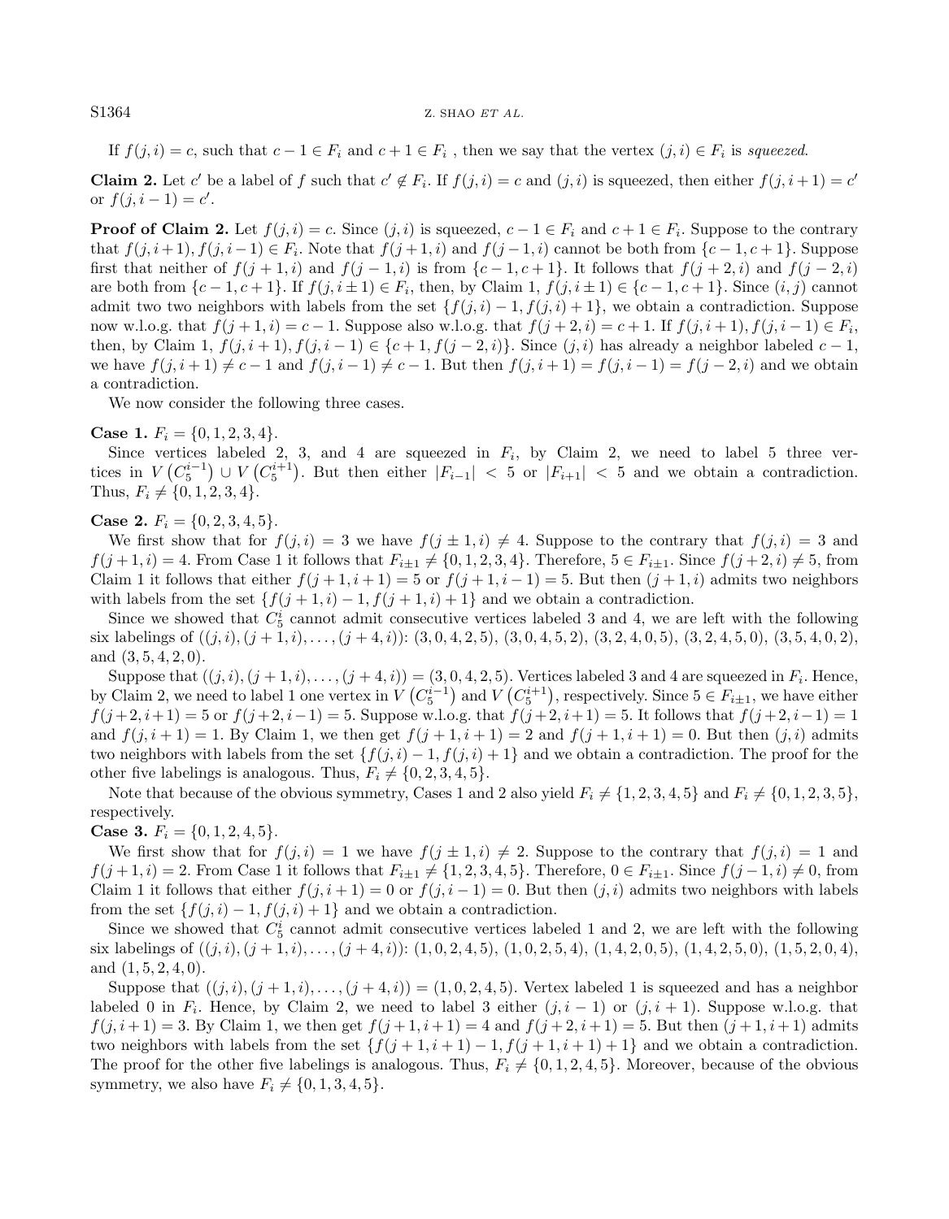If $f(j,i) = c$, such that $c-1 \in F_i$ and $c+1 \in F_i$ , then we say that the vertex $(j,i) \in F_i$ is *squeezed*.

**Claim 2.** Let $c'$ be a label of $f$ such that $c' \notin F_i$. If $f(j,i) = c$ and $(j,i)$ is squeezed, then either $f(j,i+1) = c'$ or $f(j,i-1) = c'$.

**Proof of Claim 2.** Let $f(j,i) = c$. Since $(j,i)$ is squeezed, $c-1 \in F_i$ and $c+1 \in F_i$. Suppose to the contrary that $f(j,i+1), f(j,i-1) \in F_i$. Note that $f(j+1,i)$ and $f(j-1,i)$ cannot be both from $\{c-1, c+1\}$. Suppose first that neither of $f(j+1,i)$ and $f(j-1,i)$ is from $\{c-1,c+1\}$. It follows that $f(j+2,i)$ and $f(j-2,i)$ are both from $\{c-1,c+1\}$. If $f(j, i\pm 1) \in F_i$, then, by Claim 1, $f(j,i\pm 1) \in \{c-1, c+1\}$. Since $(i,j)$ cannot admit two two neighbors with labels from the set $\{f(j,i)-1, f(j,i)+1\}$, we obtain a contradiction. Suppose now w.l.o.g. that $f(j+1,i) = c-1$. Suppose also w.l.o.g. that $f(j+2,i) = c+1$. If $f(j,i+1), f(j,i-1) \in F_i$, then, by Claim 1, $f(j,i+1), f(j,i-1) \in \{c+1, f(j-2,i)\}$. Since $(j,i)$ has already a neighbor labeled $c-1$, we have $f(j,i+1) \neq c-1$ and $f(j,i-1) \neq c-1$. But then $f(j,i+1) = f(j,i-1) = f(j-2,i)$ and we obtain a contradiction.

We now consider the following three cases.

**Case 1.** $F_i = \{0,1,2,3,4\}$.

Since vertices labeled 2, 3, and 4 are squeezed in $F_i$, by Claim 2, we need to label 5 three vertices in $V\left(C_5^{i-1}\right) \cup V\left(C_5^{i+1}\right)$. But then either $|F_{i-1}| < 5$ or $|F_{i+1}| < 5$ and we obtain a contradiction. Thus, $F_i \neq \{0,1,2,3,4\}$.

**Case 2.** $F_i = \{0,2,3,4,5\}$.

We first show that for $f(j,i) = 3$ we have $f(j\pm 1,i) \neq 4$. Suppose to the contrary that $f(j,i) = 3$ and $f(j+1,i) = 4$. From Case 1 it follows that $F_{i\pm 1} \neq \{0,1,2,3,4\}$. Therefore, $5 \in F_{i\pm 1}$. Since $f(j+2,i) \neq 5$, from Claim 1 it follows that either $f(j+1,i+1) = 5$ or $f(j+1,i-1) = 5$. But then $(j+1,i)$ admits two neighbors with labels from the set $\{f(j+1,i)-1, f(j+1,i)+1\}$ and we obtain a contradiction.

Since we showed that $C_5^i$ cannot admit consecutive vertices labeled 3 and 4, we are left with the following six labelings of $((j,i),(j+1,i),\dots,(j+4,i))$: $(3,0,4,2,5)$, $(3,0,4,5,2)$, $(3,2,4,0,5)$, $(3,2,4,5,0)$, $(3,5,4,0,2)$, and $(3,5,4,2,0)$.

Suppose that $((j,i),(j+1,i),\dots,(j+4,i)) = (3,0,4,2,5)$. Vertices labeled 3 and 4 are squeezed in $F_i$. Hence, by Claim 2, we need to label 1 one vertex in $V\left(C_5^{i-1}\right)$ and $V\left(C_5^{i+1}\right)$, respectively. Since $5 \in F_{i\pm 1}$, we have either $f(j+2,i+1) = 5$ or $f(j+2,i-1) = 5$. Suppose w.l.o.g. that $f(j+2,i+1) = 5$. It follows that $f(j+2,i-1) = 1$ and $f(j,i+1) = 1$. By Claim 1, we then get $f(j+1,i+1) = 2$ and $f(j+1,i+1) = 0$. But then $(j,i)$ admits two neighbors with labels from the set $\{f(j,i)-1, f(j,i)+1\}$ and we obtain a contradiction. The proof for the other five labelings is analogous. Thus, $F_i \neq \{0,2,3,4,5\}$.

Note that because of the obvious symmetry, Cases 1 and 2 also yield $F_i \neq \{1,2,3,4,5\}$ and $F_i \neq \{0,1,2,3,5\}$, respectively.

**Case 3.** $F_i = \{0,1,2,4,5\}$.

We first show that for $f(j,i) = 1$ we have $f(j\pm 1,i) \neq 2$. Suppose to the contrary that $f(j,i) = 1$ and $f(j+1,i) = 2$. From Case 1 it follows that $F_{i\pm 1} \neq \{1,2,3,4,5\}$. Therefore, $0 \in F_{i\pm 1}$. Since $f(j-1,i) \neq 0$, from Claim 1 it follows that either $f(j,i+1) = 0$ or $f(j,i-1) = 0$. But then $(j,i)$ admits two neighbors with labels from the set $\{f(j,i)-1, f(j,i)+1\}$ and we obtain a contradiction.

Since we showed that $C_5^i$ cannot admit consecutive vertices labeled 1 and 2, we are left with the following six labelings of $((j,i),(j+1,i),\dots,(j+4,i))$: $(1,0,2,4,5)$, $(1,0,2,5,4)$, $(1,4,2,0,5)$, $(1,4,2,5,0)$, $(1,5,2,0,4)$, and $(1,5,2,4,0)$.

Suppose that $((j,i),(j+1,i),\dots,(j+4,i)) = (1,0,2,4,5)$. Vertex labeled 1 is squeezed and has a neighbor labeled 0 in $F_i$. Hence, by Claim 2, we need to label 3 either $(j,i-1)$ or $(j,i+1)$. Suppose w.l.o.g. that $f(j,i+1) = 3$. By Claim 1, we then get $f(j+1,i+1) = 4$ and $f(j+2,i+1) = 5$. But then $(j+1,i+1)$ admits two neighbors with labels from the set $\{f(j+1,i+1)-1, f(j+1,i+1)+1\}$ and we obtain a contradiction. The proof for the other five labelings is analogous. Thus, $F_i \neq \{0,1,2,4,5\}$. Moreover, because of the obvious symmetry, we also have $F_i \neq \{0,1,3,4,5\}$.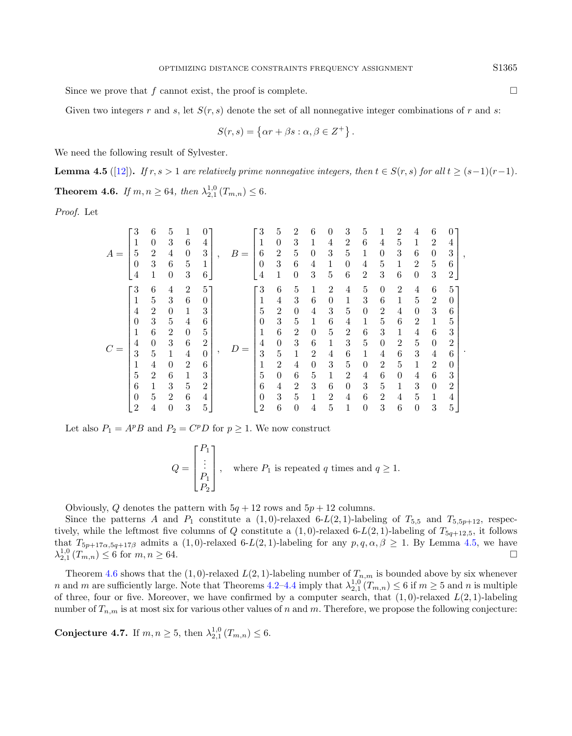Since we prove that $f$ cannot exist, the proof is complete. $\square$

Given two integers $r$ and $s$, let $S(r, s)$ denote the set of all nonnegative integer combinations of $r$ and $s$:

$$S(r, s) = \left\{ \alpha r + \beta s : \alpha, \beta \in Z^+ \right\}.$$

We need the following result of Sylvester.

**Lemma 4.5** ([12]). *If $r, s > 1$ are relatively prime nonnegative integers, then $t \in S(r, s)$ for all $t \geq (s-1)(r-1)$.*

**Theorem 4.6.** *If $m, n \geq 64$, then $\lambda_{2,1}^{1,0}(T_{m,n}) \leq 6$.*

*Proof.* Let

$$A = \begin{bmatrix} 3 & 6 & 5 & 1 & 0 \\ 1 & 0 & 3 & 6 & 4 \\ 5 & 2 & 4 & 0 & 3 \\ 0 & 3 & 6 & 5 & 1 \\ 4 & 1 & 0 & 3 & 6 \end{bmatrix}, \quad B = \begin{bmatrix} 3 & 5 & 2 & 6 & 0 & 3 & 5 & 1 & 2 & 4 & 6 & 0 \\ 1 & 0 & 3 & 1 & 4 & 2 & 6 & 4 & 5 & 1 & 2 & 4 \\ 6 & 2 & 5 & 0 & 3 & 5 & 1 & 0 & 3 & 6 & 0 & 3 \\ 0 & 3 & 6 & 4 & 1 & 0 & 4 & 5 & 1 & 2 & 5 & 6 \\ 4 & 1 & 0 & 3 & 5 & 6 & 2 & 3 & 6 & 0 & 3 & 2 \end{bmatrix},$$

$$C = \begin{bmatrix} 3 & 6 & 4 & 2 & 5 \\ 1 & 5 & 3 & 6 & 0 \\ 4 & 2 & 0 & 1 & 3 \\ 0 & 3 & 5 & 4 & 6 \\ 1 & 6 & 2 & 0 & 5 \\ 4 & 0 & 3 & 6 & 2 \\ 3 & 5 & 1 & 4 & 0 \\ 1 & 4 & 0 & 2 & 6 \\ 5 & 2 & 6 & 1 & 3 \\ 6 & 1 & 3 & 5 & 2 \\ 0 & 5 & 2 & 6 & 4 \\ 2 & 4 & 0 & 3 & 5 \end{bmatrix}, \quad D = \begin{bmatrix} 3 & 6 & 5 & 1 & 2 & 4 & 5 & 0 & 2 & 4 & 6 & 5 \\ 1 & 4 & 3 & 6 & 0 & 1 & 3 & 6 & 1 & 5 & 2 & 0 \\ 5 & 2 & 0 & 4 & 3 & 5 & 0 & 2 & 4 & 0 & 3 & 6 \\ 0 & 3 & 5 & 1 & 6 & 4 & 1 & 5 & 6 & 2 & 1 & 5 \\ 1 & 6 & 2 & 0 & 5 & 2 & 6 & 3 & 1 & 4 & 6 & 3 \\ 4 & 0 & 3 & 6 & 1 & 3 & 5 & 0 & 2 & 5 & 0 & 2 \\ 3 & 5 & 1 & 2 & 4 & 6 & 1 & 4 & 6 & 3 & 4 & 6 \\ 1 & 2 & 4 & 0 & 3 & 5 & 0 & 2 & 5 & 1 & 2 & 0 \\ 5 & 0 & 6 & 5 & 1 & 2 & 4 & 6 & 0 & 4 & 6 & 3 \\ 6 & 4 & 2 & 3 & 6 & 0 & 3 & 5 & 1 & 3 & 0 & 2 \\ 0 & 3 & 5 & 1 & 2 & 4 & 6 & 2 & 4 & 5 & 1 & 4 \\ 2 & 6 & 0 & 4 & 5 & 1 & 0 & 3 & 6 & 0 & 3 & 5 \end{bmatrix}.$$

Let also $P_1 = A^p B$ and $P_2 = C^p D$ for $p \geq 1$. We now construct

$$Q = \begin{bmatrix} P_1 \\ \vdots \\ P_1 \\ P_2 \end{bmatrix}, \quad \text{where } P_1 \text{ is repeated } q \text{ times and } q \geq 1.$$

Obviously, $Q$ denotes the pattern with $5q + 12$ rows and $5p + 12$ columns.

Since the patterns $A$ and $P_1$ constitute a $(1, 0)$-relaxed 6-$L(2, 1)$-labeling of $T_{5,5}$ and $T_{5,5p+12}$, respectively, while the leftmost five columns of $Q$ constitute a $(1, 0)$-relaxed 6-$L(2, 1)$-labeling of $T_{5q+12,5}$, it follows that $T_{5p+17\alpha,5q+17\beta}$ admits a $(1, 0)$-relaxed 6-$L(2, 1)$-labeling for any $p, q, \alpha, \beta \geq 1$. By Lemma 4.5, we have $\lambda_{2,1}^{1,0}(T_{m,n}) \leq 6$ for $m, n \geq 64$. $\square$

Theorem 4.6 shows that the $(1, 0)$-relaxed $L(2, 1)$-labeling number of $T_{n,m}$ is bounded above by six whenever $n$ and $m$ are sufficiently large. Note that Theorems 4.2–4.4 imply that $\lambda_{2,1}^{1,0}(T_{m,n}) \leq 6$ if $m \geq 5$ and $n$ is multiple of three, four or five. Moreover, we have confirmed by a computer search, that $(1, 0)$-relaxed $L(2, 1)$-labeling number of $T_{n,m}$ is at most six for various other values of $n$ and $m$. Therefore, we propose the following conjecture:

**Conjecture 4.7.** If $m, n \geq 5$, then $\lambda_{2,1}^{1,0}(T_{m,n}) \leq 6$.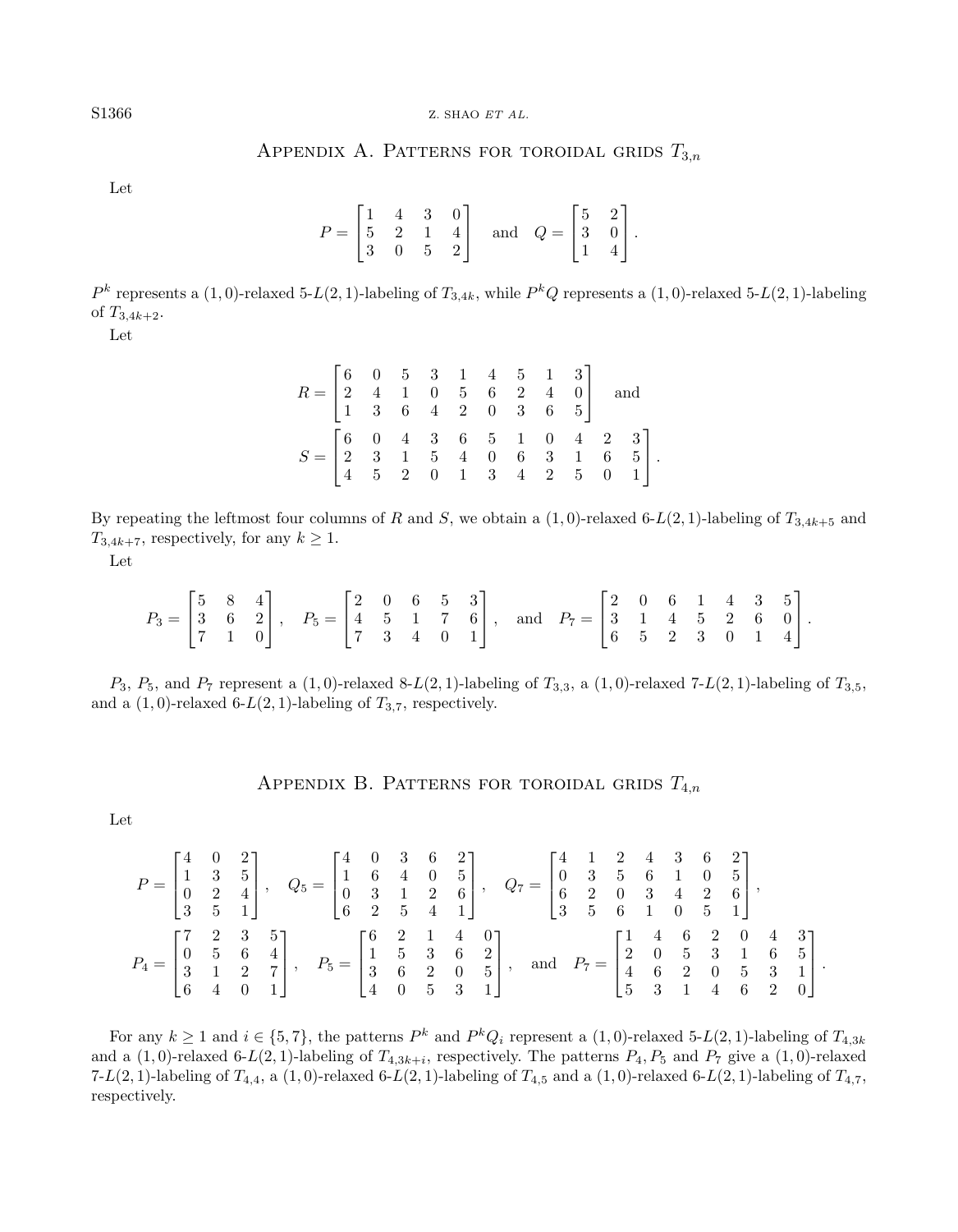## Appendix A. Patterns for toroidal grids $T_{3,n}$

Let

$$P = \begin{bmatrix} 1 & 4 & 3 & 0 \\ 5 & 2 & 1 & 4 \\ 3 & 0 & 5 & 2 \end{bmatrix} \quad \text{and} \quad Q = \begin{bmatrix} 5 & 2 \\ 3 & 0 \\ 1 & 4 \end{bmatrix}.$$

$P^k$ represents a $(1,0)$-relaxed 5-$L(2,1)$-labeling of $T_{3,4k}$, while $P^kQ$ represents a $(1,0)$-relaxed 5-$L(2,1)$-labeling of $T_{3,4k+2}$.

Let

$$R = \begin{bmatrix} 6 & 0 & 5 & 3 & 1 & 4 & 5 & 1 & 3 \\ 2 & 4 & 1 & 0 & 5 & 6 & 2 & 4 & 0 \\ 1 & 3 & 6 & 4 & 2 & 0 & 3 & 6 & 5 \end{bmatrix} \quad \text{and}$$

$$S = \begin{bmatrix} 6 & 0 & 4 & 3 & 6 & 5 & 1 & 0 & 4 & 2 & 3 \\ 2 & 3 & 1 & 5 & 4 & 0 & 6 & 3 & 1 & 6 & 5 \\ 4 & 5 & 2 & 0 & 1 & 3 & 4 & 2 & 5 & 0 & 1 \end{bmatrix}.$$

By repeating the leftmost four columns of $R$ and $S$, we obtain a $(1,0)$-relaxed 6-$L(2,1)$-labeling of $T_{3,4k+5}$ and $T_{3,4k+7}$, respectively, for any $k \geq 1$.

Let

$$P_3 = \begin{bmatrix} 5 & 8 & 4 \\ 3 & 6 & 2 \\ 7 & 1 & 0 \end{bmatrix}, \quad P_5 = \begin{bmatrix} 2 & 0 & 6 & 5 & 3 \\ 4 & 5 & 1 & 7 & 6 \\ 7 & 3 & 4 & 0 & 1 \end{bmatrix}, \quad \text{and} \quad P_7 = \begin{bmatrix} 2 & 0 & 6 & 1 & 4 & 3 & 5 \\ 3 & 1 & 4 & 5 & 2 & 6 & 0 \\ 6 & 5 & 2 & 3 & 0 & 1 & 4 \end{bmatrix}.$$

$P_3$, $P_5$, and $P_7$ represent a $(1,0)$-relaxed 8-$L(2,1)$-labeling of $T_{3,3}$, a $(1,0)$-relaxed 7-$L(2,1)$-labeling of $T_{3,5}$, and a $(1,0)$-relaxed 6-$L(2,1)$-labeling of $T_{3,7}$, respectively.

## Appendix B. Patterns for toroidal grids $T_{4,n}$

Let

$$P = \begin{bmatrix} 4 & 0 & 2 \\ 1 & 3 & 5 \\ 0 & 2 & 4 \\ 3 & 5 & 1 \end{bmatrix}, \quad Q_5 = \begin{bmatrix} 4 & 0 & 3 & 6 & 2 \\ 1 & 6 & 4 & 0 & 5 \\ 0 & 3 & 1 & 2 & 6 \\ 6 & 2 & 5 & 4 & 1 \end{bmatrix}, \quad Q_7 = \begin{bmatrix} 4 & 1 & 2 & 4 & 3 & 6 & 2 \\ 0 & 3 & 5 & 6 & 1 & 0 & 5 \\ 6 & 2 & 0 & 3 & 4 & 2 & 6 \\ 3 & 5 & 6 & 1 & 0 & 5 & 1 \end{bmatrix},$$

$$P_4 = \begin{bmatrix} 7 & 2 & 3 & 5 \\ 0 & 5 & 6 & 4 \\ 3 & 1 & 2 & 7 \\ 6 & 4 & 0 & 1 \end{bmatrix}, \quad P_5 = \begin{bmatrix} 6 & 2 & 1 & 4 & 0 \\ 1 & 5 & 3 & 6 & 2 \\ 3 & 6 & 2 & 0 & 5 \\ 4 & 0 & 5 & 3 & 1 \end{bmatrix}, \quad \text{and} \quad P_7 = \begin{bmatrix} 1 & 4 & 6 & 2 & 0 & 4 & 3 \\ 2 & 0 & 5 & 3 & 1 & 6 & 5 \\ 4 & 6 & 2 & 0 & 5 & 3 & 1 \\ 5 & 3 & 1 & 4 & 6 & 2 & 0 \end{bmatrix}.$$

For any $k \geq 1$ and $i \in \{5, 7\}$, the patterns $P^k$ and $P^kQ_i$ represent a $(1,0)$-relaxed 5-$L(2,1)$-labeling of $T_{4,3k}$ and a $(1,0)$-relaxed 6-$L(2,1)$-labeling of $T_{4,3k+i}$, respectively. The patterns $P_4, P_5$ and $P_7$ give a $(1,0)$-relaxed 7-$L(2,1)$-labeling of $T_{4,4}$, a $(1,0)$-relaxed 6-$L(2,1)$-labeling of $T_{4,5}$ and a $(1,0)$-relaxed 6-$L(2,1)$-labeling of $T_{4,7}$, respectively.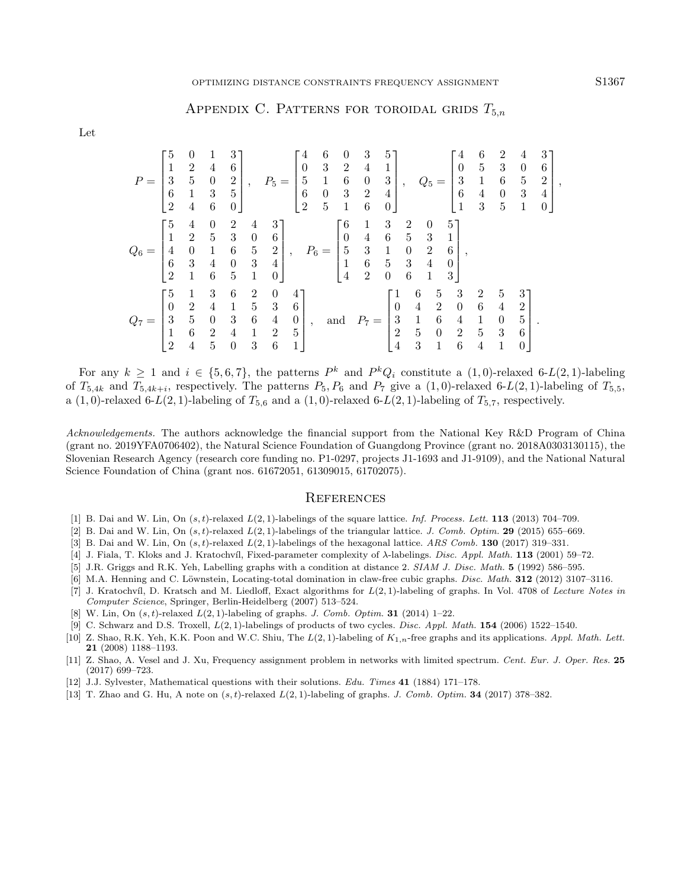## Appendix C. Patterns for toroidal grids $T_{5,n}$

Let

$$P = \begin{bmatrix} 5 & 0 & 1 & 3 \\ 1 & 2 & 4 & 6 \\ 3 & 5 & 0 & 2 \\ 6 & 1 & 3 & 5 \\ 2 & 4 & 6 & 0 \end{bmatrix}, \quad P_5 = \begin{bmatrix} 4 & 6 & 0 & 3 & 5 \\ 0 & 3 & 2 & 4 & 1 \\ 5 & 1 & 6 & 0 & 3 \\ 6 & 0 & 3 & 2 & 4 \\ 2 & 5 & 1 & 6 & 0 \end{bmatrix}, \quad Q_5 = \begin{bmatrix} 4 & 6 & 2 & 4 & 3 \\ 0 & 5 & 3 & 0 & 6 \\ 3 & 1 & 6 & 5 & 2 \\ 6 & 4 & 0 & 3 & 4 \\ 1 & 3 & 5 & 1 & 0 \end{bmatrix},$$

$$Q_6 = \begin{bmatrix} 5 & 4 & 0 & 2 & 4 & 3 \\ 1 & 2 & 5 & 3 & 0 & 6 \\ 4 & 0 & 1 & 6 & 5 & 2 \\ 6 & 3 & 4 & 0 & 3 & 4 \\ 2 & 1 & 6 & 5 & 1 & 0 \end{bmatrix}, \quad P_6 = \begin{bmatrix} 6 & 1 & 3 & 2 & 0 & 5 \\ 0 & 4 & 6 & 5 & 3 & 1 \\ 5 & 3 & 1 & 0 & 2 & 6 \\ 1 & 6 & 5 & 3 & 4 & 0 \\ 4 & 2 & 0 & 6 & 1 & 3 \end{bmatrix},$$

$$Q_7 = \begin{bmatrix} 5 & 1 & 3 & 6 & 2 & 0 & 4 \\ 0 & 2 & 4 & 1 & 5 & 3 & 6 \\ 3 & 5 & 0 & 3 & 6 & 4 & 0 \\ 1 & 6 & 2 & 4 & 1 & 2 & 5 \\ 2 & 4 & 5 & 0 & 3 & 6 & 1 \end{bmatrix}, \quad \text{and} \quad P_7 = \begin{bmatrix} 1 & 6 & 5 & 3 & 2 & 5 & 3 \\ 0 & 4 & 2 & 0 & 6 & 4 & 2 \\ 3 & 1 & 6 & 4 & 1 & 0 & 5 \\ 2 & 5 & 0 & 2 & 5 & 3 & 6 \\ 4 & 3 & 1 & 6 & 4 & 1 & 0 \end{bmatrix}.$$

For any $k \geq 1$ and $i \in \{5, 6, 7\}$, the patterns $P^k$ and $P^k Q_i$ constitute a $(1,0)$-relaxed 6-$L(2,1)$-labeling of $T_{5,4k}$ and $T_{5,4k+i}$, respectively. The patterns $P_5, P_6$ and $P_7$ give a $(1,0)$-relaxed 6-$L(2,1)$-labeling of $T_{5,5}$, a $(1,0)$-relaxed 6-$L(2,1)$-labeling of $T_{5,6}$ and a $(1,0)$-relaxed 6-$L(2,1)$-labeling of $T_{5,7}$, respectively.

*Acknowledgements.* The authors acknowledge the financial support from the National Key R&D Program of China (grant no. 2019YFA0706402), the Natural Science Foundation of Guangdong Province (grant no. 2018A0303130115), the Slovenian Research Agency (research core funding no. P1-0297, projects J1-1693 and J1-9109), and the National Natural Science Foundation of China (grant nos. 61672051, 61309015, 61702075).

## References

[1] B. Dai and W. Lin, On $(s,t)$-relaxed $L(2,1)$-labelings of the square lattice. *Inf. Process. Lett.* **113** (2013) 704–709.

[2] B. Dai and W. Lin, On $(s,t)$-relaxed $L(2,1)$-labelings of the triangular lattice. *J. Comb. Optim.* **29** (2015) 655–669.

[3] B. Dai and W. Lin, On $(s,t)$-relaxed $L(2,1)$-labelings of the hexagonal lattice. *ARS Comb.* **130** (2017) 319–331.

[4] J. Fiala, T. Kloks and J. Kratochvíl, Fixed-parameter complexity of $\lambda$-labelings. *Disc. Appl. Math.* **113** (2001) 59–72.

[5] J.R. Griggs and R.K. Yeh, Labelling graphs with a condition at distance 2. *SIAM J. Disc. Math.* **5** (1992) 586–595.

[6] M.A. Henning and C. Löwnstein, Locating-total domination in claw-free cubic graphs. *Disc. Math.* **312** (2012) 3107–3116.

[7] J. Kratochvíl, D. Kratsch and M. Liedloff, Exact algorithms for $L(2,1)$-labeling of graphs. In Vol. 4708 of *Lecture Notes in Computer Science*, Springer, Berlin-Heidelberg (2007) 513–524.

[8] W. Lin, On $(s,t)$-relaxed $L(2,1)$-labeling of graphs. *J. Comb. Optim.* **31** (2014) 1–22.

[9] C. Schwarz and D.S. Troxell, $L(2,1)$-labelings of products of two cycles. *Disc. Appl. Math.* **154** (2006) 1522–1540.

[10] Z. Shao, R.K. Yeh, K.K. Poon and W.C. Shiu, The $L(2,1)$-labeling of $K_{1,n}$-free graphs and its applications. *Appl. Math. Lett.* **21** (2008) 1188–1193.

[11] Z. Shao, A. Vesel and J. Xu, Frequency assignment problem in networks with limited spectrum. *Cent. Eur. J. Oper. Res.* **25** (2017) 699–723.

[12] J.J. Sylvester, Mathematical questions with their solutions. *Edu. Times* **41** (1884) 171–178.

[13] T. Zhao and G. Hu, A note on $(s,t)$-relaxed $L(2,1)$-labeling of graphs. *J. Comb. Optim.* **34** (2017) 378–382.